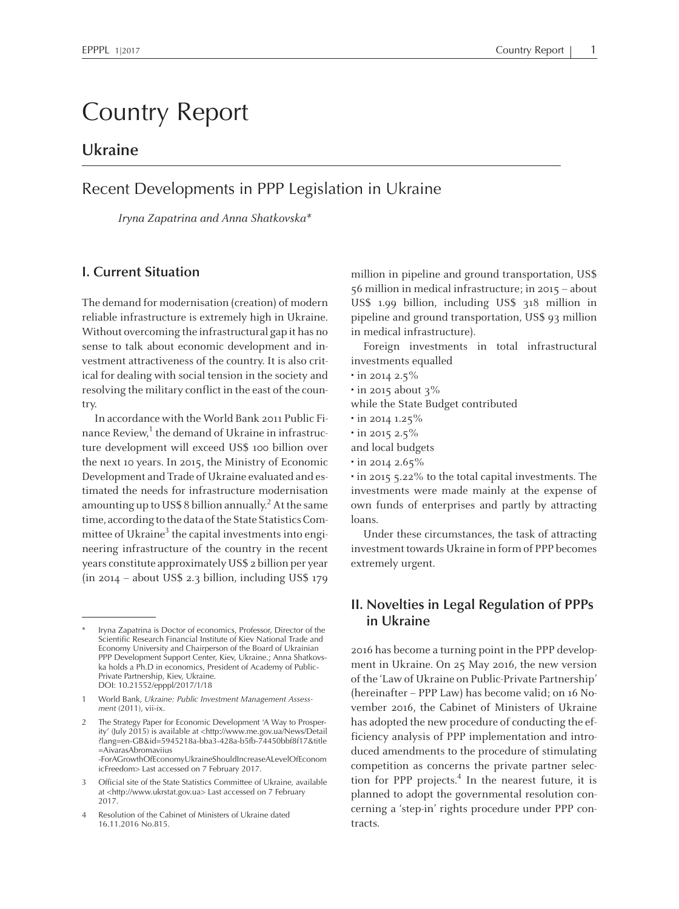# Country Report

## Ukraine

## Recent Developments in PPP Legislation in Ukraine

*Iryna Zapatrina and Anna Shatkovska**

### I. Current Situation

The demand for modernisation (creation) of modern reliable infrastructure is extremely high in Ukraine. Without overcoming the infrastructural gap it has no sense to talk about economic development and investment attractiveness of the country. It is also critical for dealing with social tension in the society and resolving the military conflict in the east of the country.

In accordance with the World Bank 2011 Public Finance Review,[1] the demand of Ukraine in infrastructure development will exceed US$ 100 billion over the next 10 years. In 2015, the Ministry of Economic Development and Trade of Ukraine evaluated and estimated the needs for infrastructure modernisation amounting up to US$ 8 billion annually.[2] At the same time, according to the data of the State Statistics Committee of Ukraine[3] the capital investments into engineering infrastructure of the country in the recent years constitute approximately US$ 2 billion per year (in 2014 – about US$ 2.3 billion, including US$ 179 million in pipeline and ground transportation, US$ 56 million in medical infrastructure; in 2015 – about US$ 1.99 billion, including US$ 318 million in pipeline and ground transportation, US$ 93 million in medical infrastructure).

Foreign investments in total infrastructural investments equalled

- in 2014 2.5%
- in 2015 about 3%

while the State Budget contributed

- in 2014 1.25%
- in 2015 2.5%

and local budgets

- in 2014 2.65%
- in 2015 5.22% to the total capital investments. The investments were made mainly at the expense of own funds of enterprises and partly by attracting loans.

Under these circumstances, the task of attracting investment towards Ukraine in form of PPP becomes extremely urgent.

### II. Novelties in Legal Regulation of PPPs in Ukraine

2016 has become a turning point in the PPP development in Ukraine. On 25 May 2016, the new version of the 'Law of Ukraine on Public-Private Partnership' (hereinafter – PPP Law) has become valid; on 16 November 2016, the Cabinet of Ministers of Ukraine has adopted the new procedure of conducting the efficiency analysis of PPP implementation and introduced amendments to the procedure of stimulating competition as concerns the private partner selection for PPP projects.[4] In the nearest future, it is planned to adopt the governmental resolution concerning a 'step-in' rights procedure under PPP contracts.

---

\* Iryna Zapatrina is Doctor of economics, Professor, Director of the Scientific Research Financial Institute of Kiev National Trade and Economy University and Chairperson of the Board of Ukrainian PPP Development Support Center, Kiev, Ukraine.; Anna Shatkovska holds a Ph.D in economics, President of Academy of Public-Private Partnership, Kiev, Ukraine.
DOI: 10.21552/epppl/2017/1/18

1 World Bank, *Ukraine: Public Investment Management Assessment* (2011), vii-ix.

2 The Strategy Paper for Economic Development 'A Way to Prosperity' (July 2015) is available at <http://www.me.gov.ua/News/Detail?lang=en-GB&id=5945218a-bba3-428a-b5fb-74450bbf8f17&title=AivarasAbromaviius-ForAGrowthOfEconomyUkraineShouldIncreaseALevelOfEconomicFreedom> Last accessed on 7 February 2017.

3 Official site of the State Statistics Committee of Ukraine, available at <http://www.ukrstat.gov.ua> Last accessed on 7 February 2017.

4 Resolution of the Cabinet of Ministers of Ukraine dated 16.11.2016 No.815.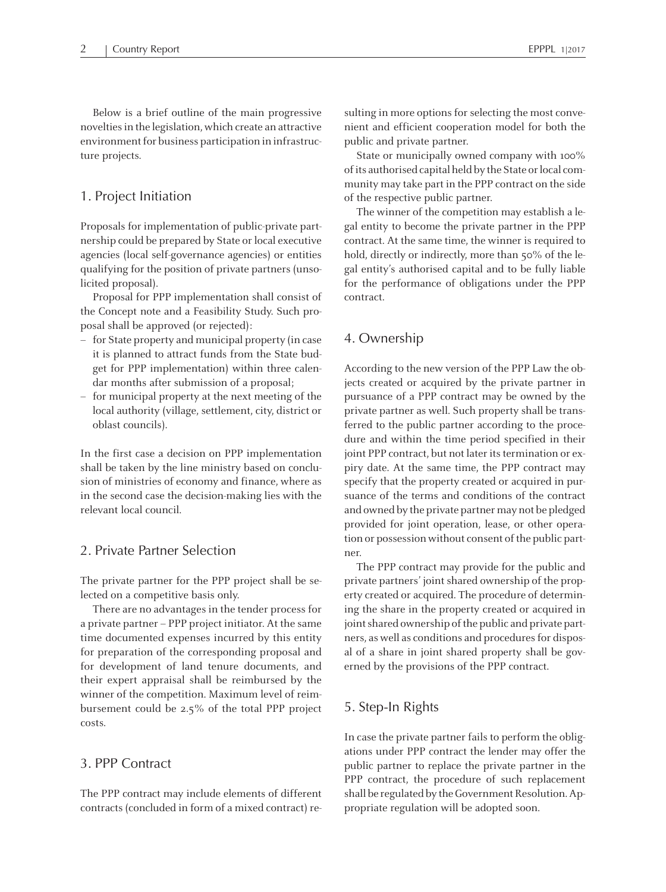Below is a brief outline of the main progressive novelties in the legislation, which create an attractive environment for business participation in infrastructure projects.

## 1. Project Initiation

Proposals for implementation of public-private partnership could be prepared by State or local executive agencies (local self-governance agencies) or entities qualifying for the position of private partners (unsolicited proposal).

Proposal for PPP implementation shall consist of the Concept note and a Feasibility Study. Such proposal shall be approved (or rejected):

- for State property and municipal property (in case it is planned to attract funds from the State budget for PPP implementation) within three calendar months after submission of a proposal;
- for municipal property at the next meeting of the local authority (village, settlement, city, district or oblast councils).

In the first case a decision on PPP implementation shall be taken by the line ministry based on conclusion of ministries of economy and finance, where as in the second case the decision-making lies with the relevant local council.

## 2. Private Partner Selection

The private partner for the PPP project shall be selected on a competitive basis only.

There are no advantages in the tender process for a private partner – PPP project initiator. At the same time documented expenses incurred by this entity for preparation of the corresponding proposal and for development of land tenure documents, and their expert appraisal shall be reimbursed by the winner of the competition. Maximum level of reimbursement could be 2.5% of the total PPP project costs.

## 3. PPP Contract

The PPP contract may include elements of different contracts (concluded in form of a mixed contract) resulting in more options for selecting the most convenient and efficient cooperation model for both the public and private partner.

State or municipally owned company with 100% of its authorised capital held by the State or local community may take part in the PPP contract on the side of the respective public partner.

The winner of the competition may establish a legal entity to become the private partner in the PPP contract. At the same time, the winner is required to hold, directly or indirectly, more than 50% of the legal entity's authorised capital and to be fully liable for the performance of obligations under the PPP contract.

## 4. Ownership

According to the new version of the PPP Law the objects created or acquired by the private partner in pursuance of a PPP contract may be owned by the private partner as well. Such property shall be transferred to the public partner according to the procedure and within the time period specified in their joint PPP contract, but not later its termination or expiry date. At the same time, the PPP contract may specify that the property created or acquired in pursuance of the terms and conditions of the contract and owned by the private partner may not be pledged provided for joint operation, lease, or other operation or possession without consent of the public partner.

The PPP contract may provide for the public and private partners' joint shared ownership of the property created or acquired. The procedure of determining the share in the property created or acquired in joint shared ownership of the public and private partners, as well as conditions and procedures for disposal of a share in joint shared property shall be governed by the provisions of the PPP contract.

## 5. Step-In Rights

In case the private partner fails to perform the obligations under PPP contract the lender may offer the public partner to replace the private partner in the PPP contract, the procedure of such replacement shall be regulated by the Government Resolution. Appropriate regulation will be adopted soon.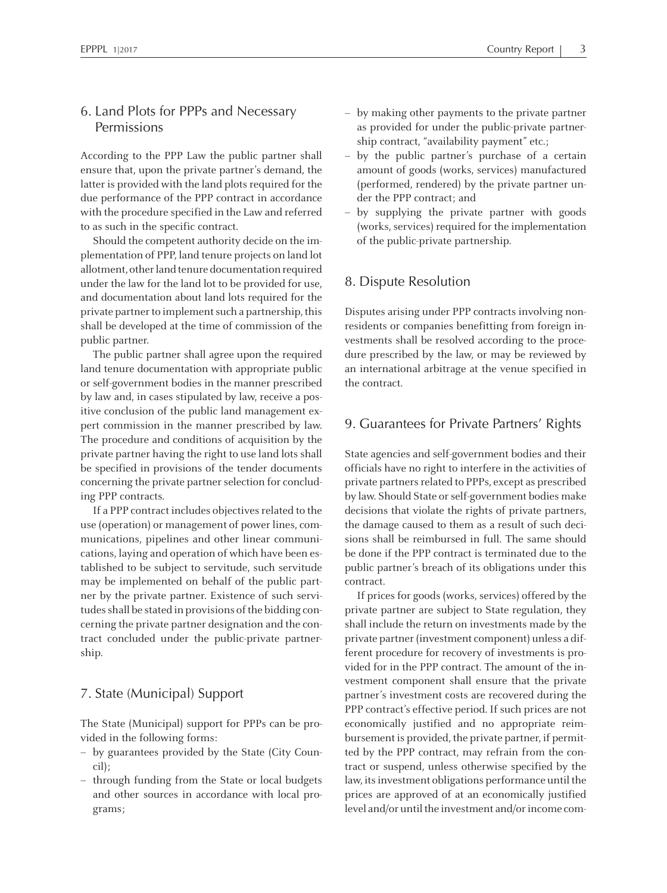## 6. Land Plots for PPPs and Necessary Permissions

According to the PPP Law the public partner shall ensure that, upon the private partner's demand, the latter is provided with the land plots required for the due performance of the PPP contract in accordance with the procedure specified in the Law and referred to as such in the specific contract.

Should the competent authority decide on the implementation of PPP, land tenure projects on land lot allotment, other land tenure documentation required under the law for the land lot to be provided for use, and documentation about land lots required for the private partner to implement such a partnership, this shall be developed at the time of commission of the public partner.

The public partner shall agree upon the required land tenure documentation with appropriate public or self-government bodies in the manner prescribed by law and, in cases stipulated by law, receive a positive conclusion of the public land management expert commission in the manner prescribed by law. The procedure and conditions of acquisition by the private partner having the right to use land lots shall be specified in provisions of the tender documents concerning the private partner selection for concluding PPP contracts.

If a PPP contract includes objectives related to the use (operation) or management of power lines, communications, pipelines and other linear communications, laying and operation of which have been established to be subject to servitude, such servitude may be implemented on behalf of the public partner by the private partner. Existence of such servitudes shall be stated in provisions of the bidding concerning the private partner designation and the contract concluded under the public-private partnership.

## 7. State (Municipal) Support

The State (Municipal) support for PPPs can be provided in the following forms:

- by guarantees provided by the State (City Council);
- through funding from the State or local budgets and other sources in accordance with local programs;
- by making other payments to the private partner as provided for under the public-private partnership contract, "availability payment" etc.;
- by the public partner's purchase of a certain amount of goods (works, services) manufactured (performed, rendered) by the private partner under the PPP contract; and
- by supplying the private partner with goods (works, services) required for the implementation of the public-private partnership.

## 8. Dispute Resolution

Disputes arising under PPP contracts involving nonresidents or companies benefitting from foreign investments shall be resolved according to the procedure prescribed by the law, or may be reviewed by an international arbitrage at the venue specified in the contract.

## 9. Guarantees for Private Partners' Rights

State agencies and self-government bodies and their officials have no right to interfere in the activities of private partners related to PPPs, except as prescribed by law. Should State or self-government bodies make decisions that violate the rights of private partners, the damage caused to them as a result of such decisions shall be reimbursed in full. The same should be done if the PPP contract is terminated due to the public partner's breach of its obligations under this contract.

If prices for goods (works, services) offered by the private partner are subject to State regulation, they shall include the return on investments made by the private partner (investment component) unless a different procedure for recovery of investments is provided for in the PPP contract. The amount of the investment component shall ensure that the private partner's investment costs are recovered during the PPP contract's effective period. If such prices are not economically justified and no appropriate reimbursement is provided, the private partner, if permitted by the PPP contract, may refrain from the contract or suspend, unless otherwise specified by the law, its investment obligations performance until the prices are approved of at an economically justified level and/or until the investment and/or income com-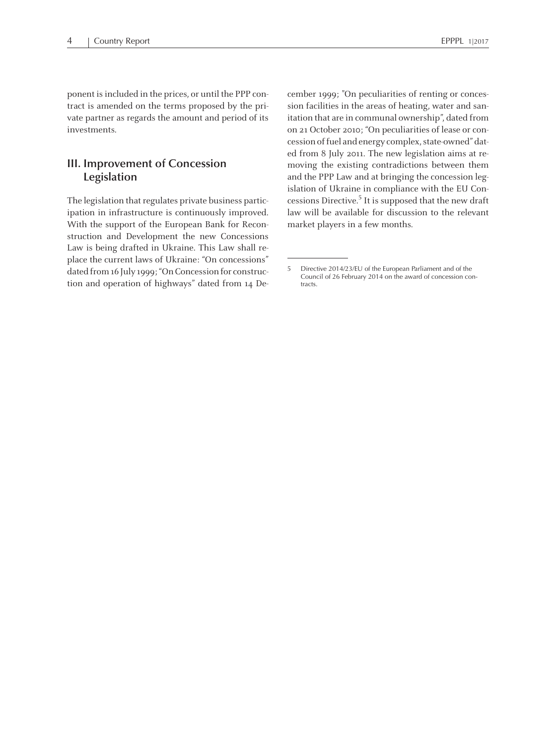ponent is included in the prices, or until the PPP contract is amended on the terms proposed by the private partner as regards the amount and period of its investments.

## III. Improvement of Concession Legislation

The legislation that regulates private business participation in infrastructure is continuously improved. With the support of the European Bank for Reconstruction and Development the new Concessions Law is being drafted in Ukraine. This Law shall replace the current laws of Ukraine: "On concessions" dated from 16 July 1999; "On Concession for construction and operation of highways" dated from 14 December 1999; "On peculiarities of renting or concession facilities in the areas of heating, water and sanitation that are in communal ownership", dated from on 21 October 2010; "On peculiarities of lease or concession of fuel and energy complex, state-owned" dated from 8 July 2011. The new legislation aims at removing the existing contradictions between them and the PPP Law and at bringing the concession legislation of Ukraine in compliance with the EU Concessions Directive.[5] It is supposed that the new draft law will be available for discussion to the relevant market players in a few months.

---

5 Directive 2014/23/EU of the European Parliament and of the Council of 26 February 2014 on the award of concession contracts.